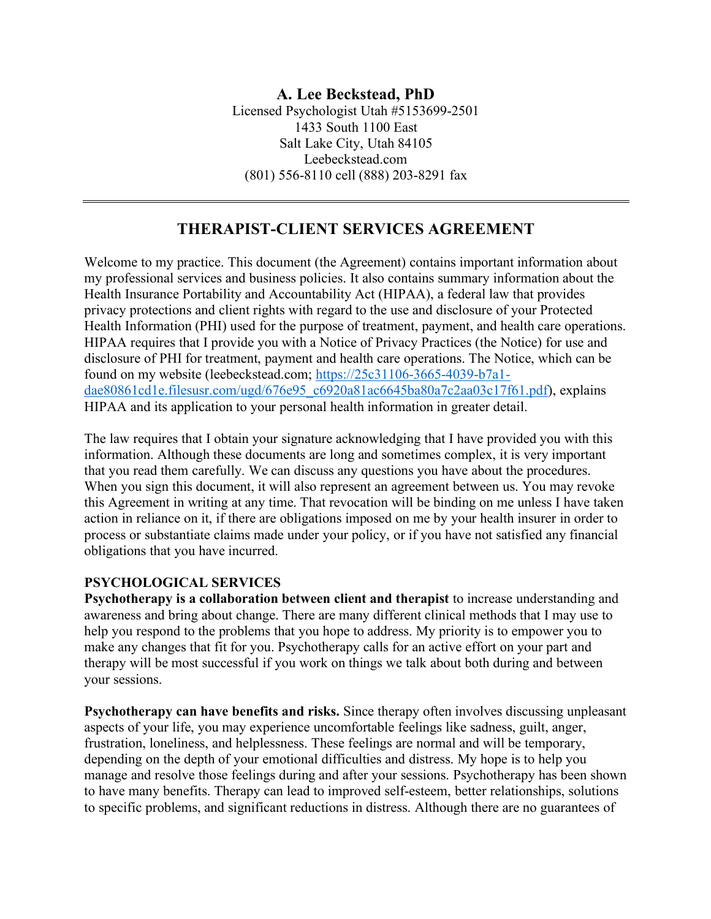# A. Lee Beckstead, PhD

Licensed Psychologist Utah #5153699-2501
1433 South 1100 East
Salt Lake City, Utah 84105
Leebeckstead.com
(801) 556-8110 cell (888) 203-8291 fax

---

## THERAPIST-CLIENT SERVICES AGREEMENT

Welcome to my practice. This document (the Agreement) contains important information about my professional services and business policies. It also contains summary information about the Health Insurance Portability and Accountability Act (HIPAA), a federal law that provides privacy protections and client rights with regard to the use and disclosure of your Protected Health Information (PHI) used for the purpose of treatment, payment, and health care operations. HIPAA requires that I provide you with a Notice of Privacy Practices (the Notice) for use and disclosure of PHI for treatment, payment and health care operations. The Notice, which can be found on my website (leebeckstead.com; [https://25c31106-3665-4039-b7a1-dae80861cd1e.filesusr.com/ugd/676e95_c6920a81ac6645ba80a7c2aa03c17f61.pdf](https://25c31106-3665-4039-b7a1-dae80861cd1e.filesusr.com/ugd/676e95_c6920a81ac6645ba80a7c2aa03c17f61.pdf)), explains HIPAA and its application to your personal health information in greater detail.

The law requires that I obtain your signature acknowledging that I have provided you with this information. Although these documents are long and sometimes complex, it is very important that you read them carefully. We can discuss any questions you have about the procedures. When you sign this document, it will also represent an agreement between us. You may revoke this Agreement in writing at any time. That revocation will be binding on me unless I have taken action in reliance on it, if there are obligations imposed on me by your health insurer in order to process or substantiate claims made under your policy, or if you have not satisfied any financial obligations that you have incurred.

### PSYCHOLOGICAL SERVICES

**Psychotherapy is a collaboration between client and therapist** to increase understanding and awareness and bring about change. There are many different clinical methods that I may use to help you respond to the problems that you hope to address. My priority is to empower you to make any changes that fit for you. Psychotherapy calls for an active effort on your part and therapy will be most successful if you work on things we talk about both during and between your sessions.

**Psychotherapy can have benefits and risks.** Since therapy often involves discussing unpleasant aspects of your life, you may experience uncomfortable feelings like sadness, guilt, anger, frustration, loneliness, and helplessness. These feelings are normal and will be temporary, depending on the depth of your emotional difficulties and distress. My hope is to help you manage and resolve those feelings during and after your sessions. Psychotherapy has been shown to have many benefits. Therapy can lead to improved self-esteem, better relationships, solutions to specific problems, and significant reductions in distress. Although there are no guarantees of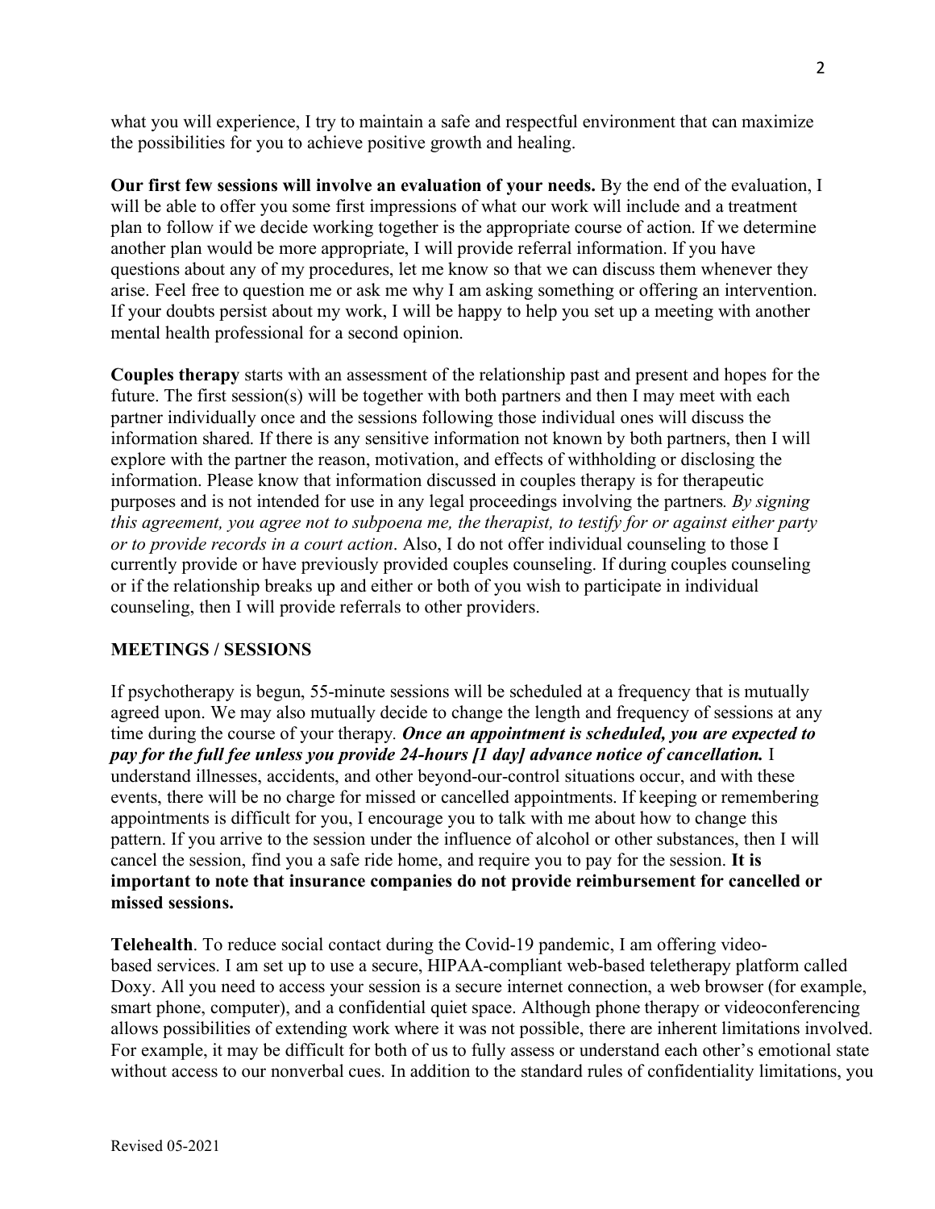what you will experience, I try to maintain a safe and respectful environment that can maximize the possibilities for you to achieve positive growth and healing.

**Our first few sessions will involve an evaluation of your needs.** By the end of the evaluation, I will be able to offer you some first impressions of what our work will include and a treatment plan to follow if we decide working together is the appropriate course of action. If we determine another plan would be more appropriate, I will provide referral information. If you have questions about any of my procedures, let me know so that we can discuss them whenever they arise. Feel free to question me or ask me why I am asking something or offering an intervention. If your doubts persist about my work, I will be happy to help you set up a meeting with another mental health professional for a second opinion.

**Couples therapy** starts with an assessment of the relationship past and present and hopes for the future. The first session(s) will be together with both partners and then I may meet with each partner individually once and the sessions following those individual ones will discuss the information shared. If there is any sensitive information not known by both partners, then I will explore with the partner the reason, motivation, and effects of withholding or disclosing the information. Please know that information discussed in couples therapy is for therapeutic purposes and is not intended for use in any legal proceedings involving the partners. *By signing this agreement, you agree not to subpoena me, the therapist, to testify for or against either party or to provide records in a court action*. Also, I do not offer individual counseling to those I currently provide or have previously provided couples counseling. If during couples counseling or if the relationship breaks up and either or both of you wish to participate in individual counseling, then I will provide referrals to other providers.

## MEETINGS / SESSIONS

If psychotherapy is begun, 55-minute sessions will be scheduled at a frequency that is mutually agreed upon. We may also mutually decide to change the length and frequency of sessions at any time during the course of your therapy. ***Once an appointment is scheduled, you are expected to pay for the full fee unless you provide 24-hours [1 day] advance notice of cancellation.*** I understand illnesses, accidents, and other beyond-our-control situations occur, and with these events, there will be no charge for missed or cancelled appointments. If keeping or remembering appointments is difficult for you, I encourage you to talk with me about how to change this pattern. If you arrive to the session under the influence of alcohol or other substances, then I will cancel the session, find you a safe ride home, and require you to pay for the session. **It is important to note that insurance companies do not provide reimbursement for cancelled or missed sessions.**

**Telehealth**. To reduce social contact during the Covid-19 pandemic, I am offering video-based services. I am set up to use a secure, HIPAA-compliant web-based teletherapy platform called Doxy. All you need to access your session is a secure internet connection, a web browser (for example, smart phone, computer), and a confidential quiet space. Although phone therapy or videoconferencing allows possibilities of extending work where it was not possible, there are inherent limitations involved. For example, it may be difficult for both of us to fully assess or understand each other's emotional state without access to our nonverbal cues. In addition to the standard rules of confidentiality limitations, you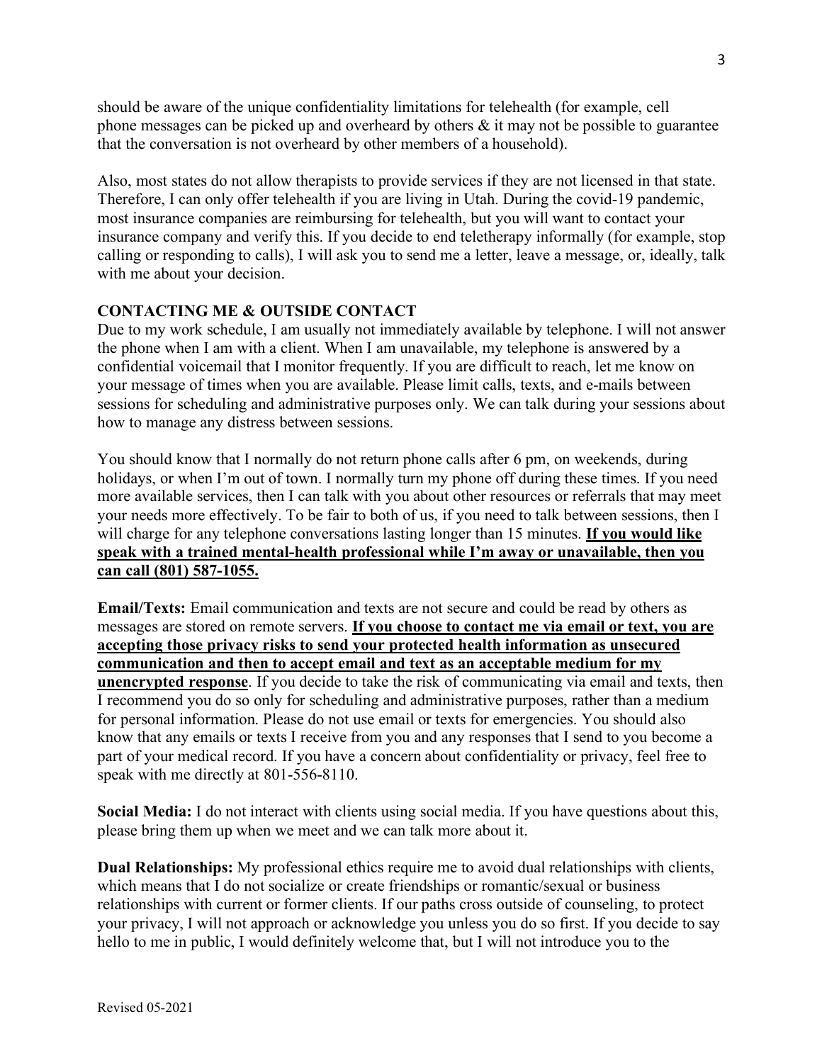should be aware of the unique confidentiality limitations for telehealth (for example, cell phone messages can be picked up and overheard by others & it may not be possible to guarantee that the conversation is not overheard by other members of a household).

Also, most states do not allow therapists to provide services if they are not licensed in that state. Therefore, I can only offer telehealth if you are living in Utah. During the covid-19 pandemic, most insurance companies are reimbursing for telehealth, but you will want to contact your insurance company and verify this. If you decide to end teletherapy informally (for example, stop calling or responding to calls), I will ask you to send me a letter, leave a message, or, ideally, talk with me about your decision.

**CONTACTING ME & OUTSIDE CONTACT**

Due to my work schedule, I am usually not immediately available by telephone. I will not answer the phone when I am with a client. When I am unavailable, my telephone is answered by a confidential voicemail that I monitor frequently. If you are difficult to reach, let me know on your message of times when you are available. Please limit calls, texts, and e-mails between sessions for scheduling and administrative purposes only. We can talk during your sessions about how to manage any distress between sessions.

You should know that I normally do not return phone calls after 6 pm, on weekends, during holidays, or when I'm out of town. I normally turn my phone off during these times. If you need more available services, then I can talk with you about other resources or referrals that may meet your needs more effectively. To be fair to both of us, if you need to talk between sessions, then I will charge for any telephone conversations lasting longer than 15 minutes. <u>**If you would like speak with a trained mental-health professional while I'm away or unavailable, then you can call (801) 587-1055.**</u>

**Email/Texts:** Email communication and texts are not secure and could be read by others as messages are stored on remote servers. <u>**If you choose to contact me via email or text, you are accepting those privacy risks to send your protected health information as unsecured communication and then to accept email and text as an acceptable medium for my unencrypted response**</u>. If you decide to take the risk of communicating via email and texts, then I recommend you do so only for scheduling and administrative purposes, rather than a medium for personal information. Please do not use email or texts for emergencies. You should also know that any emails or texts I receive from you and any responses that I send to you become a part of your medical record. If you have a concern about confidentiality or privacy, feel free to speak with me directly at 801-556-8110.

**Social Media:** I do not interact with clients using social media. If you have questions about this, please bring them up when we meet and we can talk more about it.

**Dual Relationships:** My professional ethics require me to avoid dual relationships with clients, which means that I do not socialize or create friendships or romantic/sexual or business relationships with current or former clients. If our paths cross outside of counseling, to protect your privacy, I will not approach or acknowledge you unless you do so first. If you decide to say hello to me in public, I would definitely welcome that, but I will not introduce you to the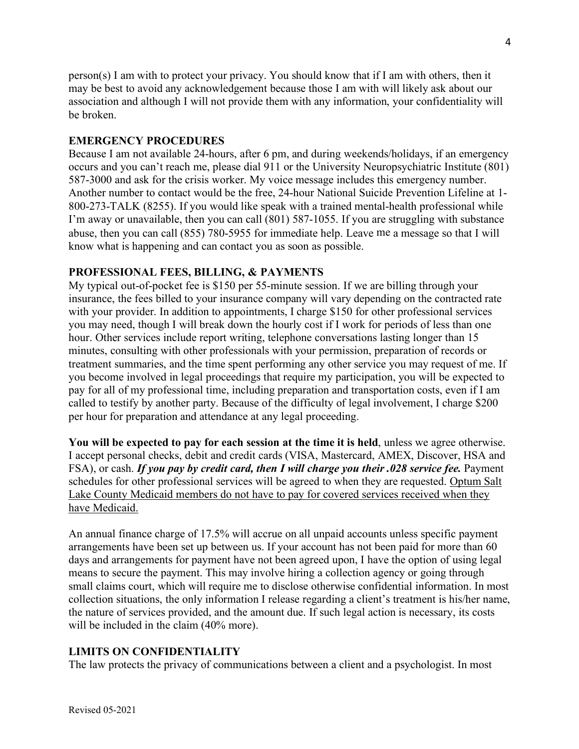person(s) I am with to protect your privacy. You should know that if I am with others, then it may be best to avoid any acknowledgement because those I am with will likely ask about our association and although I will not provide them with any information, your confidentiality will be broken.

**EMERGENCY PROCEDURES**

Because I am not available 24-hours, after 6 pm, and during weekends/holidays, if an emergency occurs and you can't reach me, please dial 911 or the University Neuropsychiatric Institute (801) 587-3000 and ask for the crisis worker. My voice message includes this emergency number. Another number to contact would be the free, 24-hour National Suicide Prevention Lifeline at 1-800-273-TALK (8255). If you would like speak with a trained mental-health professional while I'm away or unavailable, then you can call (801) 587-1055. If you are struggling with substance abuse, then you can call (855) 780-5955 for immediate help. Leave me a message so that I will know what is happening and can contact you as soon as possible.

**PROFESSIONAL FEES, BILLING, & PAYMENTS**

My typical out-of-pocket fee is $150 per 55-minute session. If we are billing through your insurance, the fees billed to your insurance company will vary depending on the contracted rate with your provider. In addition to appointments, I charge $150 for other professional services you may need, though I will break down the hourly cost if I work for periods of less than one hour. Other services include report writing, telephone conversations lasting longer than 15 minutes, consulting with other professionals with your permission, preparation of records or treatment summaries, and the time spent performing any other service you may request of me. If you become involved in legal proceedings that require my participation, you will be expected to pay for all of my professional time, including preparation and transportation costs, even if I am called to testify by another party. Because of the difficulty of legal involvement, I charge $200 per hour for preparation and attendance at any legal proceeding.

**You will be expected to pay for each session at the time it is held**, unless we agree otherwise. I accept personal checks, debit and credit cards (VISA, Mastercard, AMEX, Discover, HSA and FSA), or cash. ***If you pay by credit card, then I will charge you their .028 service fee.*** Payment schedules for other professional services will be agreed to when they are requested. <u>Optum Salt Lake County Medicaid members do not have to pay for covered services received when they have Medicaid.</u>

An annual finance charge of 17.5% will accrue on all unpaid accounts unless specific payment arrangements have been set up between us. If your account has not been paid for more than 60 days and arrangements for payment have not been agreed upon, I have the option of using legal means to secure the payment. This may involve hiring a collection agency or going through small claims court, which will require me to disclose otherwise confidential information. In most collection situations, the only information I release regarding a client's treatment is his/her name, the nature of services provided, and the amount due. If such legal action is necessary, its costs will be included in the claim (40% more).

**LIMITS ON CONFIDENTIALITY**

The law protects the privacy of communications between a client and a psychologist. In most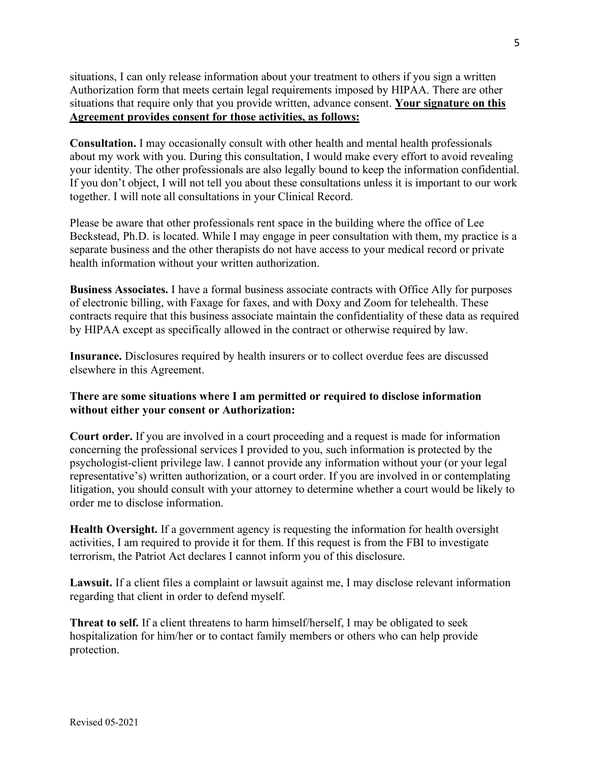situations, I can only release information about your treatment to others if you sign a written Authorization form that meets certain legal requirements imposed by HIPAA. There are other situations that require only that you provide written, advance consent. **Your signature on this Agreement provides consent for those activities, as follows:**

**Consultation.** I may occasionally consult with other health and mental health professionals about my work with you. During this consultation, I would make every effort to avoid revealing your identity. The other professionals are also legally bound to keep the information confidential. If you don't object, I will not tell you about these consultations unless it is important to our work together. I will note all consultations in your Clinical Record.

Please be aware that other professionals rent space in the building where the office of Lee Beckstead, Ph.D. is located. While I may engage in peer consultation with them, my practice is a separate business and the other therapists do not have access to your medical record or private health information without your written authorization.

**Business Associates.** I have a formal business associate contracts with Office Ally for purposes of electronic billing, with Faxage for faxes, and with Doxy and Zoom for telehealth. These contracts require that this business associate maintain the confidentiality of these data as required by HIPAA except as specifically allowed in the contract or otherwise required by law.

**Insurance.** Disclosures required by health insurers or to collect overdue fees are discussed elsewhere in this Agreement.

**There are some situations where I am permitted or required to disclose information without either your consent or Authorization:**

**Court order.** If you are involved in a court proceeding and a request is made for information concerning the professional services I provided to you, such information is protected by the psychologist-client privilege law. I cannot provide any information without your (or your legal representative's) written authorization, or a court order. If you are involved in or contemplating litigation, you should consult with your attorney to determine whether a court would be likely to order me to disclose information.

**Health Oversight.** If a government agency is requesting the information for health oversight activities, I am required to provide it for them. If this request is from the FBI to investigate terrorism, the Patriot Act declares I cannot inform you of this disclosure.

**Lawsuit.** If a client files a complaint or lawsuit against me, I may disclose relevant information regarding that client in order to defend myself.

**Threat to self.** If a client threatens to harm himself/herself, I may be obligated to seek hospitalization for him/her or to contact family members or others who can help provide protection.

Revised 05-2021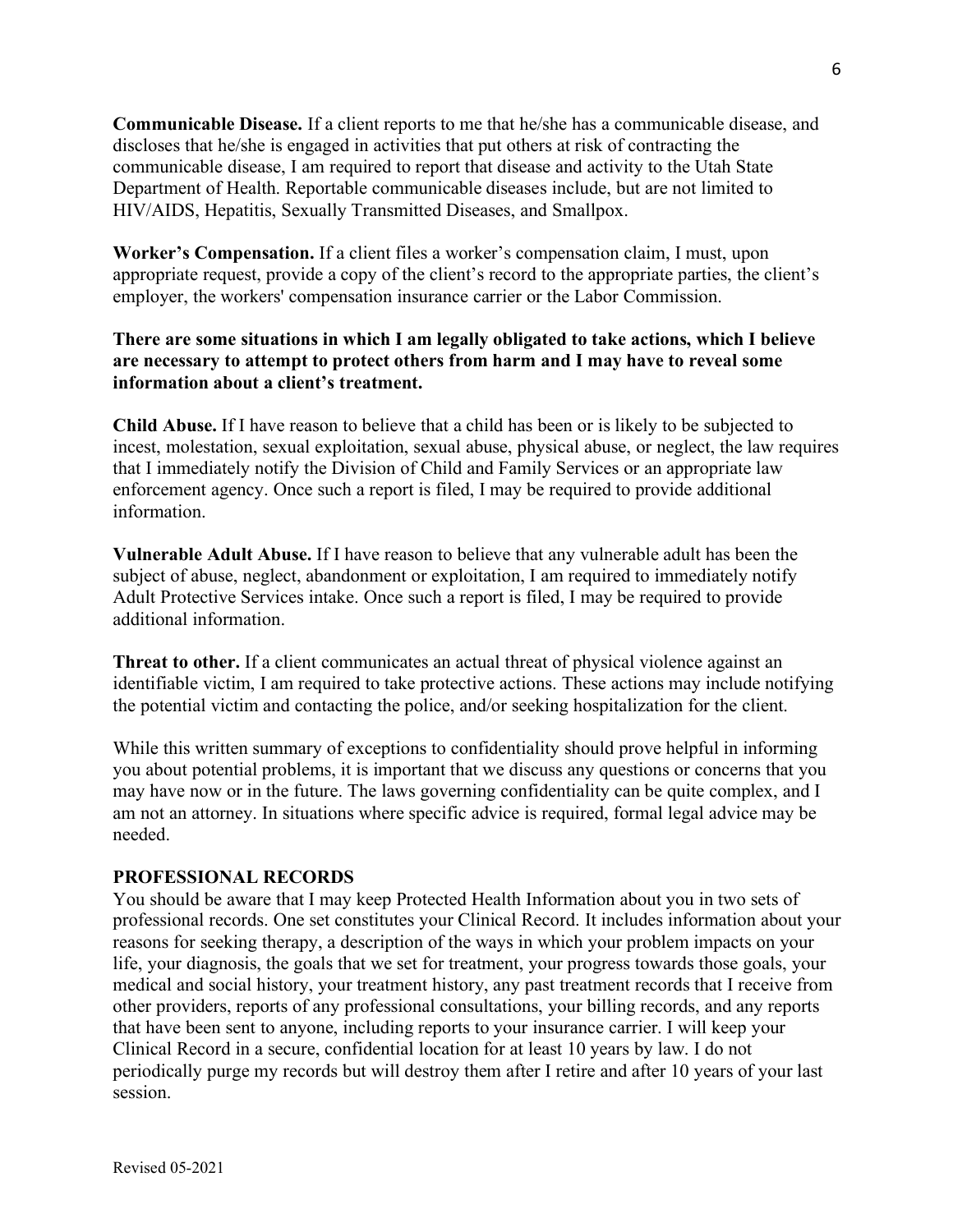**Communicable Disease.** If a client reports to me that he/she has a communicable disease, and discloses that he/she is engaged in activities that put others at risk of contracting the communicable disease, I am required to report that disease and activity to the Utah State Department of Health. Reportable communicable diseases include, but are not limited to HIV/AIDS, Hepatitis, Sexually Transmitted Diseases, and Smallpox.

**Worker's Compensation.** If a client files a worker's compensation claim, I must, upon appropriate request, provide a copy of the client's record to the appropriate parties, the client's employer, the workers' compensation insurance carrier or the Labor Commission.

**There are some situations in which I am legally obligated to take actions, which I believe are necessary to attempt to protect others from harm and I may have to reveal some information about a client's treatment.**

**Child Abuse.** If I have reason to believe that a child has been or is likely to be subjected to incest, molestation, sexual exploitation, sexual abuse, physical abuse, or neglect, the law requires that I immediately notify the Division of Child and Family Services or an appropriate law enforcement agency. Once such a report is filed, I may be required to provide additional information.

**Vulnerable Adult Abuse.** If I have reason to believe that any vulnerable adult has been the subject of abuse, neglect, abandonment or exploitation, I am required to immediately notify Adult Protective Services intake. Once such a report is filed, I may be required to provide additional information.

**Threat to other.** If a client communicates an actual threat of physical violence against an identifiable victim, I am required to take protective actions. These actions may include notifying the potential victim and contacting the police, and/or seeking hospitalization for the client.

While this written summary of exceptions to confidentiality should prove helpful in informing you about potential problems, it is important that we discuss any questions or concerns that you may have now or in the future. The laws governing confidentiality can be quite complex, and I am not an attorney. In situations where specific advice is required, formal legal advice may be needed.

## PROFESSIONAL RECORDS

You should be aware that I may keep Protected Health Information about you in two sets of professional records. One set constitutes your Clinical Record. It includes information about your reasons for seeking therapy, a description of the ways in which your problem impacts on your life, your diagnosis, the goals that we set for treatment, your progress towards those goals, your medical and social history, your treatment history, any past treatment records that I receive from other providers, reports of any professional consultations, your billing records, and any reports that have been sent to anyone, including reports to your insurance carrier. I will keep your Clinical Record in a secure, confidential location for at least 10 years by law. I do not periodically purge my records but will destroy them after I retire and after 10 years of your last session.

Revised 05-2021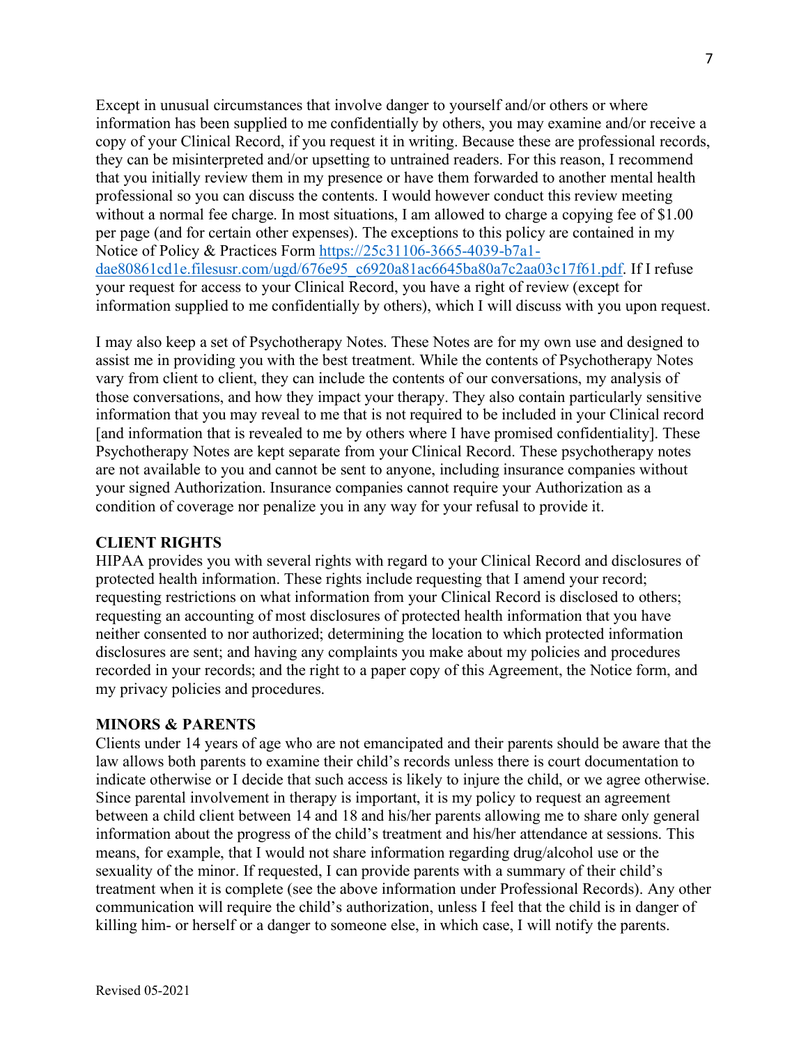Except in unusual circumstances that involve danger to yourself and/or others or where information has been supplied to me confidentially by others, you may examine and/or receive a copy of your Clinical Record, if you request it in writing. Because these are professional records, they can be misinterpreted and/or upsetting to untrained readers. For this reason, I recommend that you initially review them in my presence or have them forwarded to another mental health professional so you can discuss the contents. I would however conduct this review meeting without a normal fee charge. In most situations, I am allowed to charge a copying fee of $1.00 per page (and for certain other expenses). The exceptions to this policy are contained in my Notice of Policy & Practices Form [https://25c31106-3665-4039-b7a1-dae80861cd1e.filesusr.com/ugd/676e95_c6920a81ac6645ba80a7c2aa03c17f61.pdf](https://25c31106-3665-4039-b7a1-dae80861cd1e.filesusr.com/ugd/676e95_c6920a81ac6645ba80a7c2aa03c17f61.pdf). If I refuse your request for access to your Clinical Record, you have a right of review (except for information supplied to me confidentially by others), which I will discuss with you upon request.

I may also keep a set of Psychotherapy Notes. These Notes are for my own use and designed to assist me in providing you with the best treatment. While the contents of Psychotherapy Notes vary from client to client, they can include the contents of our conversations, my analysis of those conversations, and how they impact your therapy. They also contain particularly sensitive information that you may reveal to me that is not required to be included in your Clinical record [and information that is revealed to me by others where I have promised confidentiality]. These Psychotherapy Notes are kept separate from your Clinical Record. These psychotherapy notes are not available to you and cannot be sent to anyone, including insurance companies without your signed Authorization. Insurance companies cannot require your Authorization as a condition of coverage nor penalize you in any way for your refusal to provide it.

**CLIENT RIGHTS**

HIPAA provides you with several rights with regard to your Clinical Record and disclosures of protected health information. These rights include requesting that I amend your record; requesting restrictions on what information from your Clinical Record is disclosed to others; requesting an accounting of most disclosures of protected health information that you have neither consented to nor authorized; determining the location to which protected information disclosures are sent; and having any complaints you make about my policies and procedures recorded in your records; and the right to a paper copy of this Agreement, the Notice form, and my privacy policies and procedures.

**MINORS & PARENTS**

Clients under 14 years of age who are not emancipated and their parents should be aware that the law allows both parents to examine their child's records unless there is court documentation to indicate otherwise or I decide that such access is likely to injure the child, or we agree otherwise. Since parental involvement in therapy is important, it is my policy to request an agreement between a child client between 14 and 18 and his/her parents allowing me to share only general information about the progress of the child's treatment and his/her attendance at sessions. This means, for example, that I would not share information regarding drug/alcohol use or the sexuality of the minor. If requested, I can provide parents with a summary of their child's treatment when it is complete (see the above information under Professional Records). Any other communication will require the child's authorization, unless I feel that the child is in danger of killing him- or herself or a danger to someone else, in which case, I will notify the parents.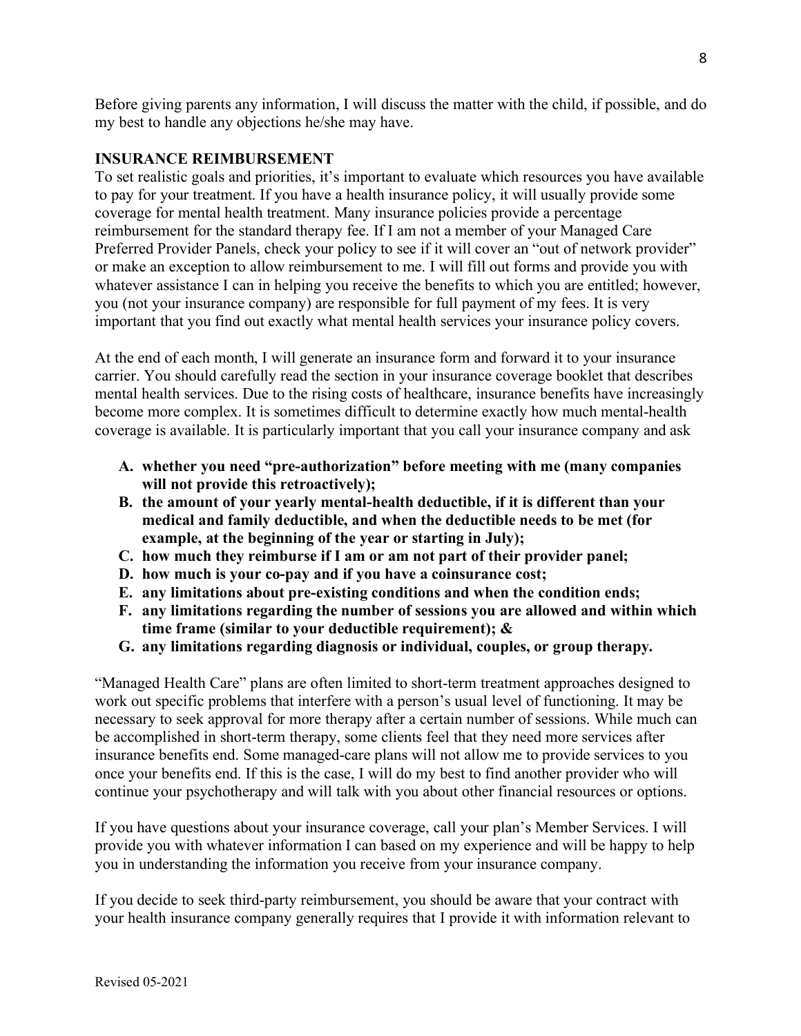Before giving parents any information, I will discuss the matter with the child, if possible, and do my best to handle any objections he/she may have.

**INSURANCE REIMBURSEMENT**

To set realistic goals and priorities, it's important to evaluate which resources you have available to pay for your treatment. If you have a health insurance policy, it will usually provide some coverage for mental health treatment. Many insurance policies provide a percentage reimbursement for the standard therapy fee. If I am not a member of your Managed Care Preferred Provider Panels, check your policy to see if it will cover an "out of network provider" or make an exception to allow reimbursement to me. I will fill out forms and provide you with whatever assistance I can in helping you receive the benefits to which you are entitled; however, you (not your insurance company) are responsible for full payment of my fees. It is very important that you find out exactly what mental health services your insurance policy covers.

At the end of each month, I will generate an insurance form and forward it to your insurance carrier. You should carefully read the section in your insurance coverage booklet that describes mental health services. Due to the rising costs of healthcare, insurance benefits have increasingly become more complex. It is sometimes difficult to determine exactly how much mental-health coverage is available. It is particularly important that you call your insurance company and ask

A. **whether you need "pre-authorization" before meeting with me (many companies will not provide this retroactively);**
B. **the amount of your yearly mental-health deductible, if it is different than your medical and family deductible, and when the deductible needs to be met (for example, at the beginning of the year or starting in July);**
C. **how much they reimburse if I am or am not part of their provider panel;**
D. **how much is your co-pay and if you have a coinsurance cost;**
E. **any limitations about pre-existing conditions and when the condition ends;**
F. **any limitations regarding the number of sessions you are allowed and within which time frame (similar to your deductible requirement); &**
G. **any limitations regarding diagnosis or individual, couples, or group therapy.**

"Managed Health Care" plans are often limited to short-term treatment approaches designed to work out specific problems that interfere with a person's usual level of functioning. It may be necessary to seek approval for more therapy after a certain number of sessions. While much can be accomplished in short-term therapy, some clients feel that they need more services after insurance benefits end. Some managed-care plans will not allow me to provide services to you once your benefits end. If this is the case, I will do my best to find another provider who will continue your psychotherapy and will talk with you about other financial resources or options.

If you have questions about your insurance coverage, call your plan's Member Services. I will provide you with whatever information I can based on my experience and will be happy to help you in understanding the information you receive from your insurance company.

If you decide to seek third-party reimbursement, you should be aware that your contract with your health insurance company generally requires that I provide it with information relevant to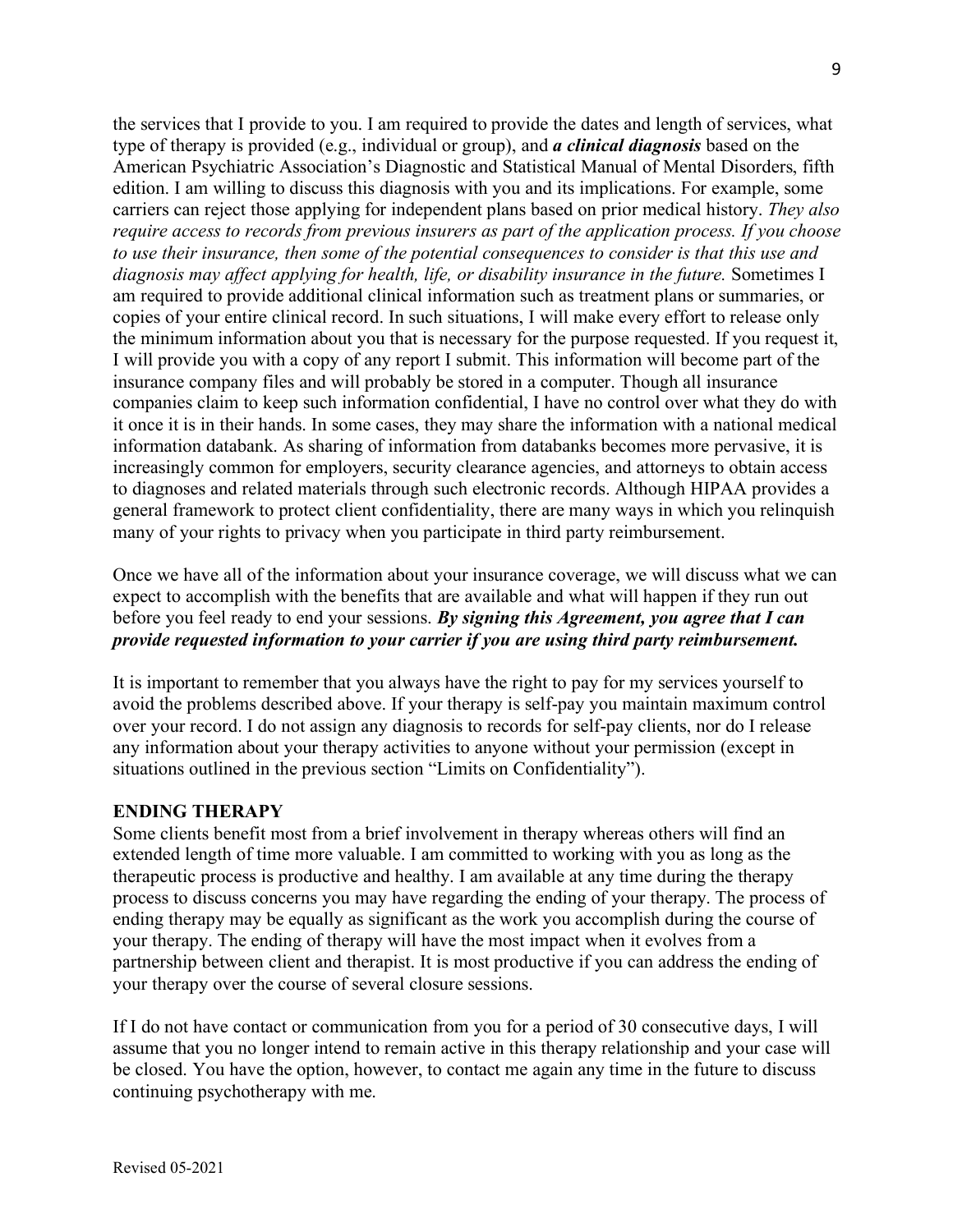the services that I provide to you. I am required to provide the dates and length of services, what type of therapy is provided (e.g., individual or group), and ***a clinical diagnosis*** based on the American Psychiatric Association's Diagnostic and Statistical Manual of Mental Disorders, fifth edition. I am willing to discuss this diagnosis with you and its implications. For example, some carriers can reject those applying for independent plans based on prior medical history. *They also require access to records from previous insurers as part of the application process. If you choose to use their insurance, then some of the potential consequences to consider is that this use and diagnosis may affect applying for health, life, or disability insurance in the future.* Sometimes I am required to provide additional clinical information such as treatment plans or summaries, or copies of your entire clinical record. In such situations, I will make every effort to release only the minimum information about you that is necessary for the purpose requested. If you request it, I will provide you with a copy of any report I submit. This information will become part of the insurance company files and will probably be stored in a computer. Though all insurance companies claim to keep such information confidential, I have no control over what they do with it once it is in their hands. In some cases, they may share the information with a national medical information databank. As sharing of information from databanks becomes more pervasive, it is increasingly common for employers, security clearance agencies, and attorneys to obtain access to diagnoses and related materials through such electronic records. Although HIPAA provides a general framework to protect client confidentiality, there are many ways in which you relinquish many of your rights to privacy when you participate in third party reimbursement.

Once we have all of the information about your insurance coverage, we will discuss what we can expect to accomplish with the benefits that are available and what will happen if they run out before you feel ready to end your sessions. ***By signing this Agreement, you agree that I can provide requested information to your carrier if you are using third party reimbursement.***

It is important to remember that you always have the right to pay for my services yourself to avoid the problems described above. If your therapy is self-pay you maintain maximum control over your record. I do not assign any diagnosis to records for self-pay clients, nor do I release any information about your therapy activities to anyone without your permission (except in situations outlined in the previous section "Limits on Confidentiality").

## ENDING THERAPY

Some clients benefit most from a brief involvement in therapy whereas others will find an extended length of time more valuable. I am committed to working with you as long as the therapeutic process is productive and healthy. I am available at any time during the therapy process to discuss concerns you may have regarding the ending of your therapy. The process of ending therapy may be equally as significant as the work you accomplish during the course of your therapy. The ending of therapy will have the most impact when it evolves from a partnership between client and therapist. It is most productive if you can address the ending of your therapy over the course of several closure sessions.

If I do not have contact or communication from you for a period of 30 consecutive days, I will assume that you no longer intend to remain active in this therapy relationship and your case will be closed. You have the option, however, to contact me again any time in the future to discuss continuing psychotherapy with me.

Revised 05-2021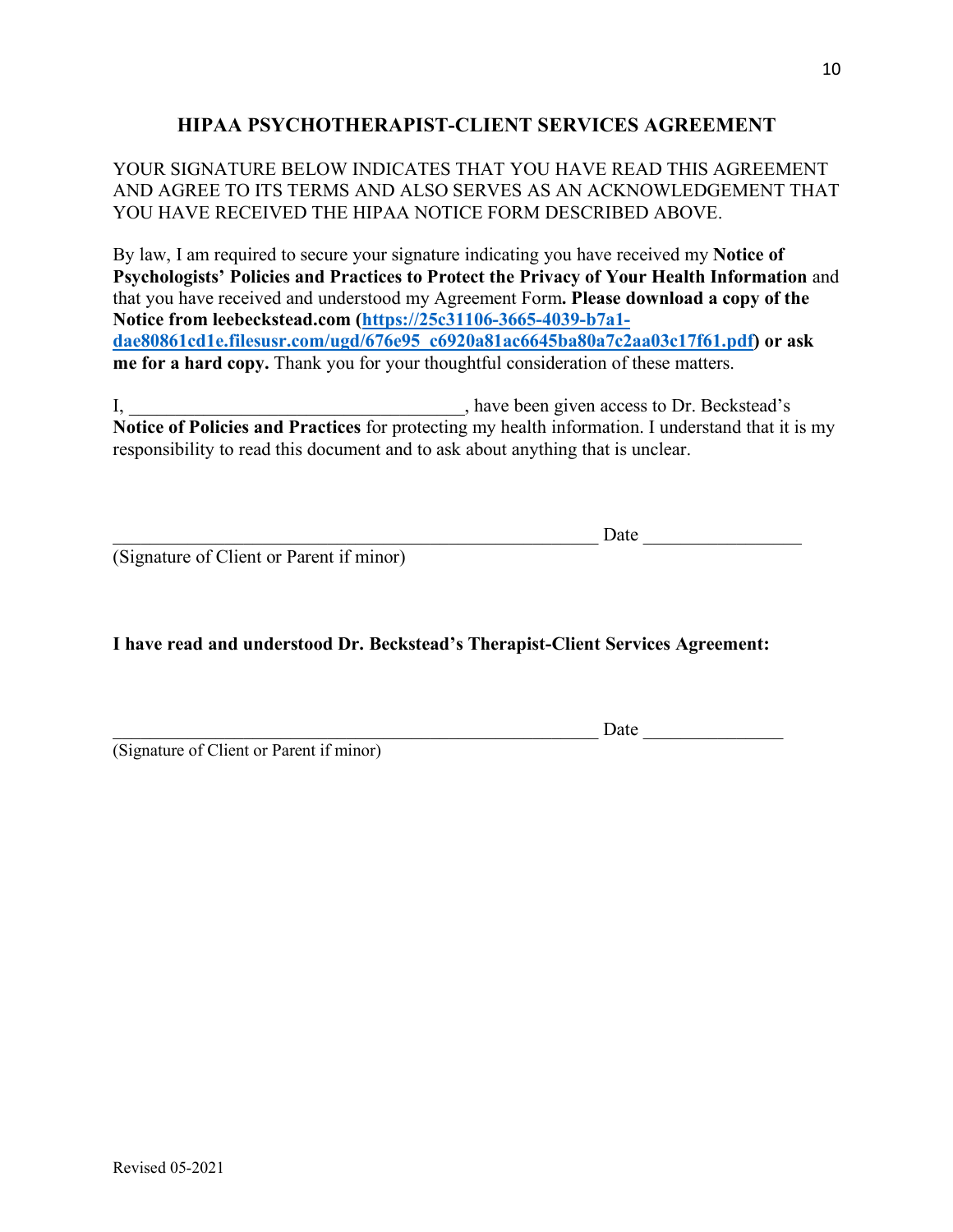## HIPAA PSYCHOTHERAPIST-CLIENT SERVICES AGREEMENT

YOUR SIGNATURE BELOW INDICATES THAT YOU HAVE READ THIS AGREEMENT AND AGREE TO ITS TERMS AND ALSO SERVES AS AN ACKNOWLEDGEMENT THAT YOU HAVE RECEIVED THE HIPAA NOTICE FORM DESCRIBED ABOVE.

By law, I am required to secure your signature indicating you have received my **Notice of Psychologists' Policies and Practices to Protect the Privacy of Your Health Information** and that you have received and understood my Agreement Form**. Please download a copy of the Notice from leebeckstead.com ([https://25c31106-3665-4039-b7a1-dae80861cd1e.filesusr.com/ugd/676e95_c6920a81ac6645ba80a7c2aa03c17f61.pdf](https://25c31106-3665-4039-b7a1-dae80861cd1e.filesusr.com/ugd/676e95_c6920a81ac6645ba80a7c2aa03c17f61.pdf)) or ask me for a hard copy.** Thank you for your thoughtful consideration of these matters.

I, ___________________________________, have been given access to Dr. Beckstead's **Notice of Policies and Practices** for protecting my health information. I understand that it is my responsibility to read this document and to ask about anything that is unclear.

_______________________________________________________ Date _________________
(Signature of Client or Parent if minor)

**I have read and understood Dr. Beckstead's Therapist-Client Services Agreement:**

_______________________________________________________ Date _______________
(Signature of Client or Parent if minor)

Revised 05-2021